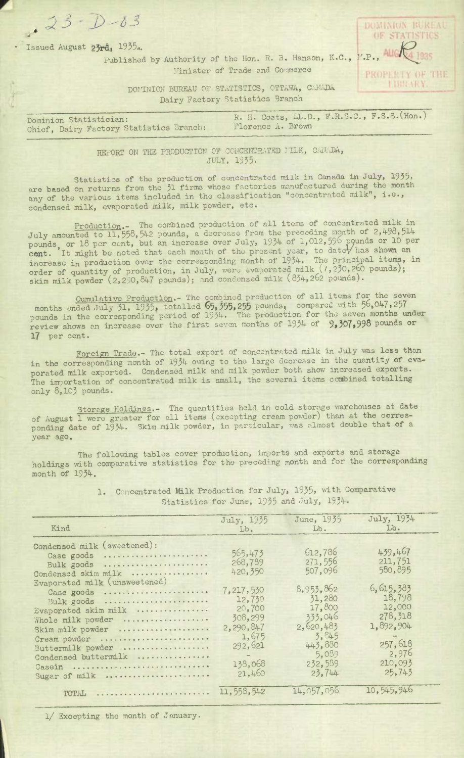23-D-03

Issued August 23rd, 1935.

Published by Authority of the Hon. R. B. Hanson, K.C., M.P., Minister of Trade and Commerce

DOMINION BUREAU OF STATISTICS, OTTAWA, CANADA
Dairy Factory Statistics Branch

DOMINION BUREAU OF STATISTICS
AUG 24 1935
PROPERTY OF THE LIBRARY

| | |
|---|---|
| Dominion Statistician: | R. H. Coats, LL.D., F.R.S.C., F.S.S.(Hon.) |
| Chief, Dairy Factory Statistics Branch: | Florence A. Brown |

## REPORT ON THE PRODUCTION OF CONCENTRATED MILK, CANADA, JULY, 1935.

Statistics of the production of concentrated milk in Canada in July, 1935, are based on returns from the 31 firms whose factories manufactured during the month any of the various items included in the classification "concentrated milk", i.e., condensed milk, evaporated milk, milk powder, etc.

Production.- The combined production of all items of concentrated milk in July amounted to 11,558,542 pounds, a decrease from the preceding month of 2,498,514 pounds, or 18 per cent, but an increase over July, 1934 of 1,012,596 pounds or 10 per cent. It might be noted that each month of the present year, to date[1] has shown an increase in production over the corresponding month of 1934. The principal items, in order of quantity of production, in July, were evaporated milk (7,230,260 pounds); skim milk powder (2,290,847 pounds); and condensed milk (834,262 pounds).

Cumulative Production.- The combined production of all items for the seven months ended July 31, 1935, totalled 65,355,255 pounds, compared with 56,047,257 pounds in the corresponding period of 1934. The production for the seven months under review shows an increase over the first seven months of 1934 of 9,307,998 pounds or 17 per cent.

Foreign Trade.- The total export of concentrated milk in July was less than in the corresponding month of 1934 owing to the large decrease in the quantity of evaporated milk exported. Condensed milk and milk powder both show increased exports. The importation of concentrated milk is small, the several items combined totalling only 8,103 pounds.

Storage Holdings.- The quantities held in cold storage warehouses at date of August 1 were greater for all items (excepting cream powder) than at the corresponding date of 1934. Skim milk powder, in particular, was almost double that of a year ago.

The following tables cover production, imports and exports and storage holdings with comparative statistics for the preceding month and for the corresponding month of 1934.

1. Concentrated Milk Production for July, 1935, with Comparative Statistics for June, 1935 and July, 1934.

| Kind | July, 1935 Lb. | June, 1935 Lb. | July, 1934 Lb. |
|---|---|---|---|
| Condensed milk (sweetened): | | | |
| Case goods | 565,473 | 612,786 | 439,467 |
| Bulk goods | 268,789 | 271,556 | 211,751 |
| Condensed skim milk | 420,350 | 507,096 | 580,895 |
| Evaporated milk (unsweetened) | | | |
| Case goods | 7,217,530 | 8,953,862 | 6,615,383 |
| Bulk goods | 12,730 | 31,280 | 18,798 |
| Evaporated skim milk | 20,700 | 17,800 | 12,000 |
| Whole milk powder | 308,299 | 333,046 | 278,318 |
| Skim milk powder | 2,290,847 | 2,620,483 | 1,892,904 |
| Cream powder | 1,675 | 3,845 | - |
| Buttermilk powder | 292,621 | 443,880 | 257,618 |
| Condensed buttermilk | - | 5,089 | 2,976 |
| Casein | 138,068 | 232,589 | 210,093 |
| Sugar of milk | 21,460 | 23,744 | 25,743 |
| TOTAL | 11,558,542 | 14,057,056 | 10,545,946 |

1/ Excepting the month of January.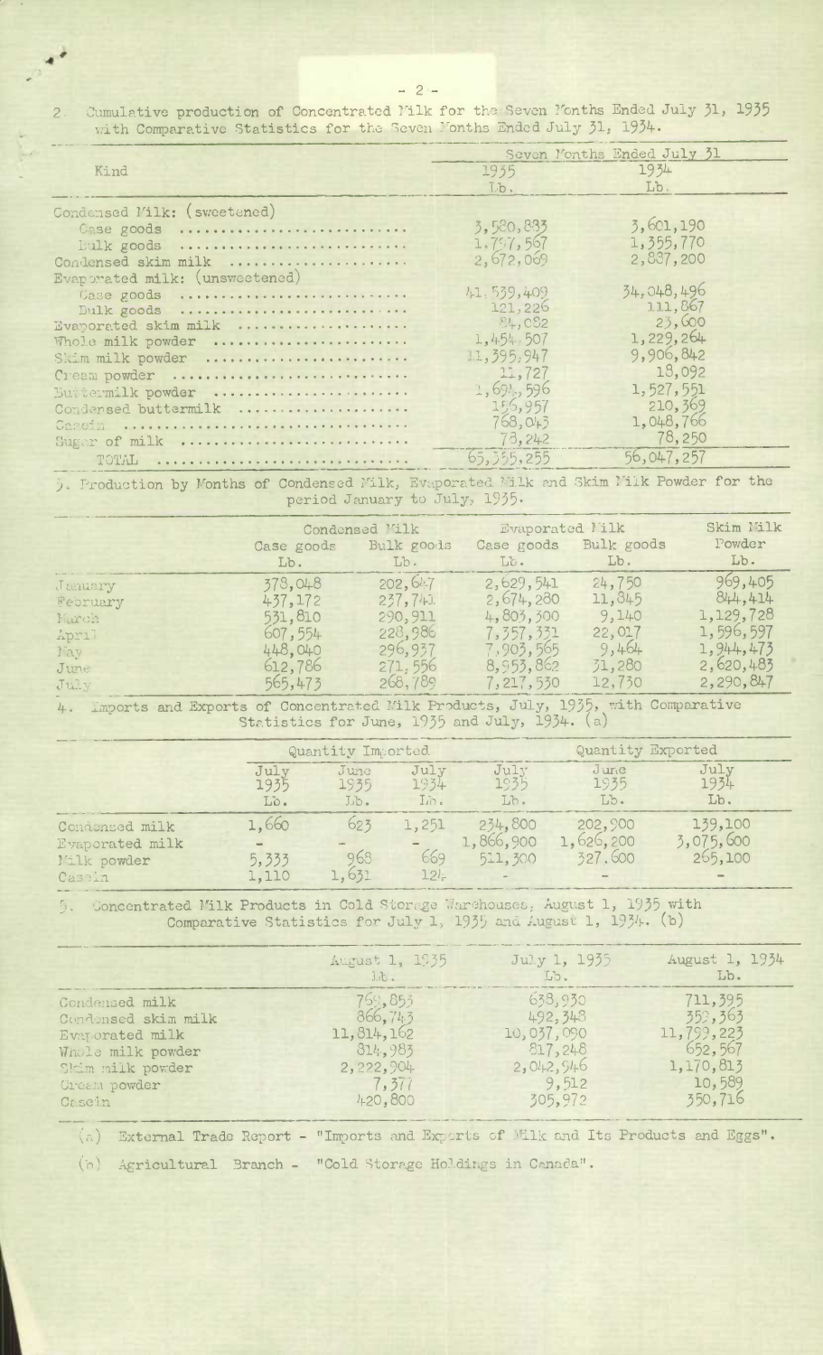2. Cumulative production of Concentrated Milk for the Seven Months Ended July 31, 1935 with Comparative Statistics for the Seven Months Ended July 31, 1934.

| Kind | Seven Months Ended July 31 | |
|---|---|---|
| | 1935 Lb. | 1934 Lb. |
| Condensed Milk: (sweetened) | | |
| Case goods | 3,580,833 | 3,601,190 |
| Bulk goods | 1,797,567 | 1,355,770 |
| Condensed skim milk | 2,672,069 | 2,887,200 |
| Evaporated milk: (unsweetened) | | |
| Case goods | 41,539,409 | 34,048,496 |
| Bulk goods | 121,226 | 111,867 |
| Evaporated skim milk | 84,082 | 23,600 |
| Whole milk powder | 1,454,507 | 1,229,264 |
| Skim milk powder | 11,395,947 | 9,906,842 |
| Cream powder | 11,727 | 18,092 |
| Buttermilk powder | 1,694,596 | 1,527,551 |
| Condensed buttermilk | 156,957 | 210,369 |
| Casein | 768,043 | 1,048,766 |
| Sugar of milk | 78,242 | 78,250 |
| TOTAL | 65,355,255 | 56,047,257 |

3. Production by Months of Condensed Milk, Evaporated Milk and Skim Milk Powder for the period January to July, 1935.

| | Condensed Milk | | Evaporated Milk | | Skim Milk Powder |
|---|---|---|---|---|---|
| | Case goods Lb. | Bulk goods Lb. | Case goods Lb. | Bulk goods Lb. | Lb. |
| January | 378,048 | 202,647 | 2,629,541 | 24,750 | 969,405 |
| February | 437,172 | 237,741 | 2,674,280 | 11,845 | 844,414 |
| March | 531,810 | 290,911 | 4,803,300 | 9,140 | 1,129,728 |
| April | 607,554 | 228,986 | 7,357,331 | 22,017 | 1,596,597 |
| May | 448,040 | 296,937 | 7,903,565 | 9,464 | 1,944,473 |
| June | 612,786 | 271,556 | 8,953,862 | 31,280 | 2,620,483 |
| July | 565,473 | 268,789 | 7,217,530 | 12,730 | 2,290,847 |

4. Imports and Exports of Concentrated Milk Products, July, 1935, with Comparative Statistics for June, 1935 and July, 1934. (a)

| | Quantity Imported | | | Quantity Exported | | |
|---|---|---|---|---|---|---|
| | July 1935 Lb. | June 1935 Lb. | July 1934 Lb. | July 1935 Lb. | June 1935 Lb. | July 1934 Lb. |
| Condensed milk | 1,660 | 623 | 1,251 | 234,800 | 202,900 | 139,100 |
| Evaporated milk | - | - | - | 1,866,900 | 1,626,200 | 3,075,600 |
| Milk powder | 5,333 | 968 | 669 | 511,300 | 327,600 | 265,100 |
| Casein | 1,110 | 1,631 | 124 | - | - | - |

5. Concentrated Milk Products in Cold Storage Warehouses, August 1, 1935 with Comparative Statistics for July 1, 1935 and August 1, 1934. (b)

| | August 1, 1935 Lb. | July 1, 1935 Lb. | August 1, 1934 Lb. |
|---|---|---|---|
| Condensed milk | 769,853 | 638,930 | 711,395 |
| Condensed skim milk | 866,743 | 492,348 | 352,363 |
| Evaporated milk | 11,814,162 | 10,037,090 | 11,793,223 |
| Whole milk powder | 814,983 | 817,248 | 652,567 |
| Skim milk powder | 2,222,904 | 2,042,946 | 1,170,813 |
| Cream powder | 7,377 | 9,512 | 10,589 |
| Casein | 420,800 | 305,972 | 350,716 |

(a) External Trade Report - "Imports and Exports of Milk and Its Products and Eggs".

(b) Agricultural Branch - "Cold Storage Holdings in Canada".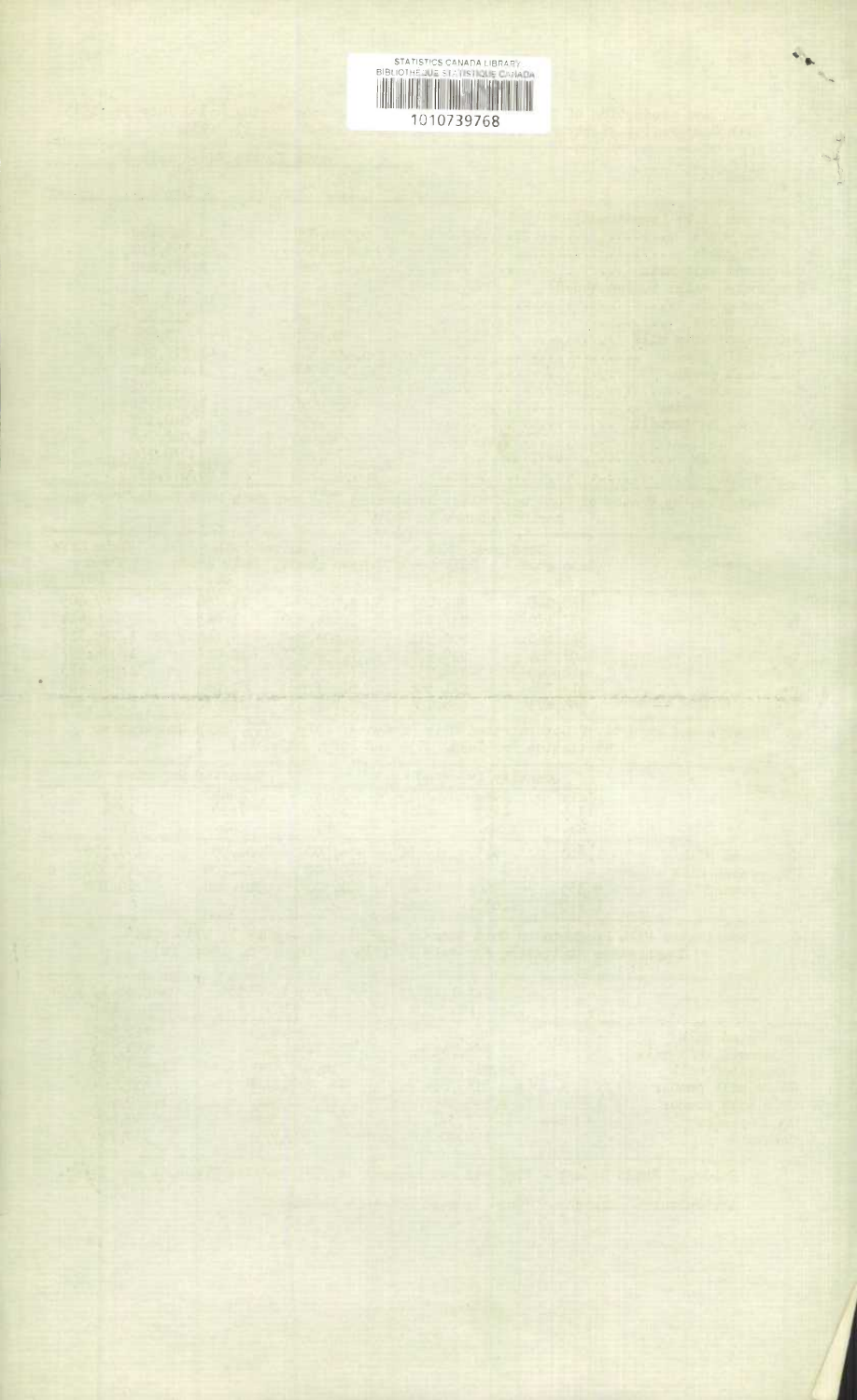STATISTICS CANADA LIBRARY
BIBLIOTHEQUE STATISTIQUE CANADA

1010739768